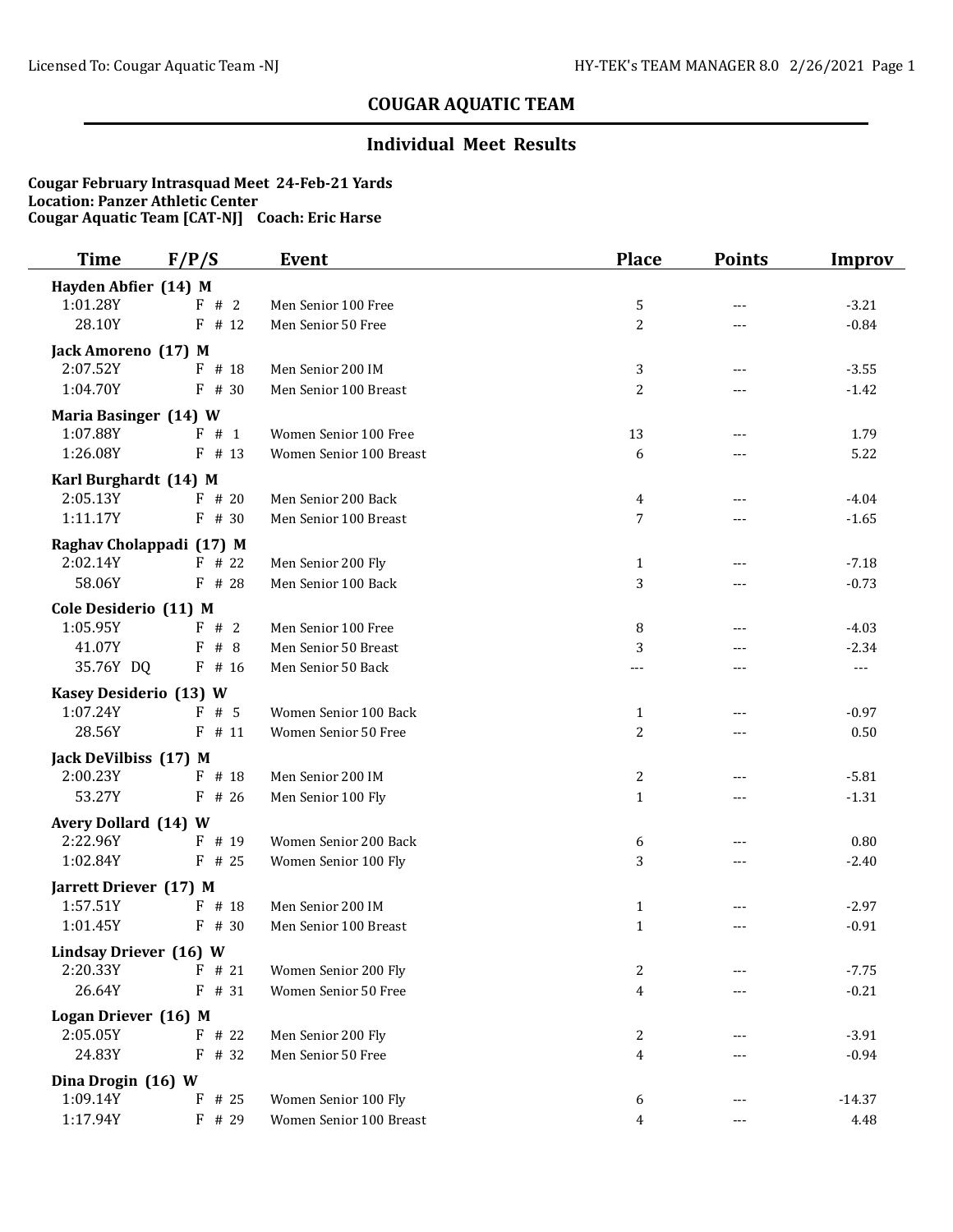## COUGAR AQUATIC TEAM

### Individual Meet Results

**Cougar February Intrasquad Meet 24-Feb-21 Yards**
**Location: Panzer Athletic Center**
**Cougar Aquatic Team [CAT-NJ] Coach: Eric Harse**

| Time | F/P/S | Event | Place | Points | Improv |
|---|---|---|---|---|---|
| **Hayden Abfier (14) M** | | | | | |
| 1:01.28Y | F # 2 | Men Senior 100 Free | 5 | --- | -3.21 |
| 28.10Y | F # 12 | Men Senior 50 Free | 2 | --- | -0.84 |
| **Jack Amoreno (17) M** | | | | | |
| 2:07.52Y | F # 18 | Men Senior 200 IM | 3 | --- | -3.55 |
| 1:04.70Y | F # 30 | Men Senior 100 Breast | 2 | --- | -1.42 |
| **Maria Basinger (14) W** | | | | | |
| 1:07.88Y | F # 1 | Women Senior 100 Free | 13 | --- | 1.79 |
| 1:26.08Y | F # 13 | Women Senior 100 Breast | 6 | --- | 5.22 |
| **Karl Burghardt (14) M** | | | | | |
| 2:05.13Y | F # 20 | Men Senior 200 Back | 4 | --- | -4.04 |
| 1:11.17Y | F # 30 | Men Senior 100 Breast | 7 | --- | -1.65 |
| **Raghav Cholappadi (17) M** | | | | | |
| 2:02.14Y | F # 22 | Men Senior 200 Fly | 1 | --- | -7.18 |
| 58.06Y | F # 28 | Men Senior 100 Back | 3 | --- | -0.73 |
| **Cole Desiderio (11) M** | | | | | |
| 1:05.95Y | F # 2 | Men Senior 100 Free | 8 | --- | -4.03 |
| 41.07Y | F # 8 | Men Senior 50 Breast | 3 | --- | -2.34 |
| 35.76Y DQ | F # 16 | Men Senior 50 Back | --- | --- | --- |
| **Kasey Desiderio (13) W** | | | | | |
| 1:07.24Y | F # 5 | Women Senior 100 Back | 1 | --- | -0.97 |
| 28.56Y | F # 11 | Women Senior 50 Free | 2 | --- | 0.50 |
| **Jack DeVilbiss (17) M** | | | | | |
| 2:00.23Y | F # 18 | Men Senior 200 IM | 2 | --- | -5.81 |
| 53.27Y | F # 26 | Men Senior 100 Fly | 1 | --- | -1.31 |
| **Avery Dollard (14) W** | | | | | |
| 2:22.96Y | F # 19 | Women Senior 200 Back | 6 | --- | 0.80 |
| 1:02.84Y | F # 25 | Women Senior 100 Fly | 3 | --- | -2.40 |
| **Jarrett Driever (17) M** | | | | | |
| 1:57.51Y | F # 18 | Men Senior 200 IM | 1 | --- | -2.97 |
| 1:01.45Y | F # 30 | Men Senior 100 Breast | 1 | --- | -0.91 |
| **Lindsay Driever (16) W** | | | | | |
| 2:20.33Y | F # 21 | Women Senior 200 Fly | 2 | --- | -7.75 |
| 26.64Y | F # 31 | Women Senior 50 Free | 4 | --- | -0.21 |
| **Logan Driever (16) M** | | | | | |
| 2:05.05Y | F # 22 | Men Senior 200 Fly | 2 | --- | -3.91 |
| 24.83Y | F # 32 | Men Senior 50 Free | 4 | --- | -0.94 |
| **Dina Drogin (16) W** | | | | | |
| 1:09.14Y | F # 25 | Women Senior 100 Fly | 6 | --- | -14.37 |
| 1:17.94Y | F # 29 | Women Senior 100 Breast | 4 | --- | 4.48 |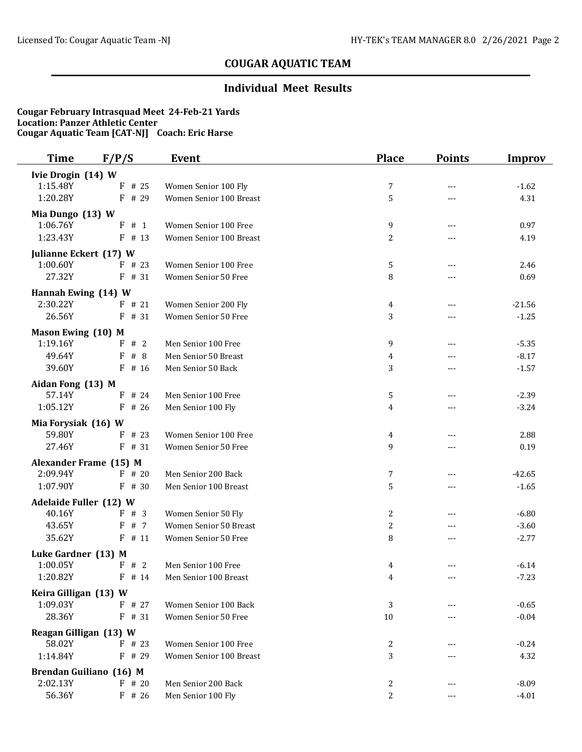## COUGAR AQUATIC TEAM

### Individual Meet Results

**Cougar February Intrasquad Meet 24-Feb-21 Yards**
**Location: Panzer Athletic Center**
**Cougar Aquatic Team [CAT-NJ] Coach: Eric Harse**

| Time | F/P/S | Event | Place | Points | Improv |
|---|---|---|---|---|---|
| **Ivie Drogin (14) W** | | | | | |
| 1:15.48Y | F # 25 | Women Senior 100 Fly | 7 | --- | -1.62 |
| 1:20.28Y | F # 29 | Women Senior 100 Breast | 5 | --- | 4.31 |
| **Mia Dungo (13) W** | | | | | |
| 1:06.76Y | F # 1 | Women Senior 100 Free | 9 | --- | 0.97 |
| 1:23.43Y | F # 13 | Women Senior 100 Breast | 2 | --- | 4.19 |
| **Julianne Eckert (17) W** | | | | | |
| 1:00.60Y | F # 23 | Women Senior 100 Free | 5 | --- | 2.46 |
| 27.32Y | F # 31 | Women Senior 50 Free | 8 | --- | 0.69 |
| **Hannah Ewing (14) W** | | | | | |
| 2:30.22Y | F # 21 | Women Senior 200 Fly | 4 | --- | -21.56 |
| 26.56Y | F # 31 | Women Senior 50 Free | 3 | --- | -1.25 |
| **Mason Ewing (10) M** | | | | | |
| 1:19.16Y | F # 2 | Men Senior 100 Free | 9 | --- | -5.35 |
| 49.64Y | F # 8 | Men Senior 50 Breast | 4 | --- | -8.17 |
| 39.60Y | F # 16 | Men Senior 50 Back | 3 | --- | -1.57 |
| **Aidan Fong (13) M** | | | | | |
| 57.14Y | F # 24 | Men Senior 100 Free | 5 | --- | -2.39 |
| 1:05.12Y | F # 26 | Men Senior 100 Fly | 4 | --- | -3.24 |
| **Mia Forysiak (16) W** | | | | | |
| 59.80Y | F # 23 | Women Senior 100 Free | 4 | --- | 2.88 |
| 27.46Y | F # 31 | Women Senior 50 Free | 9 | --- | 0.19 |
| **Alexander Frame (15) M** | | | | | |
| 2:09.94Y | F # 20 | Men Senior 200 Back | 7 | --- | -42.65 |
| 1:07.90Y | F # 30 | Men Senior 100 Breast | 5 | --- | -1.65 |
| **Adelaide Fuller (12) W** | | | | | |
| 40.16Y | F # 3 | Women Senior 50 Fly | 2 | --- | -6.80 |
| 43.65Y | F # 7 | Women Senior 50 Breast | 2 | --- | -3.60 |
| 35.62Y | F # 11 | Women Senior 50 Free | 8 | --- | -2.77 |
| **Luke Gardner (13) M** | | | | | |
| 1:00.05Y | F # 2 | Men Senior 100 Free | 4 | --- | -6.14 |
| 1:20.82Y | F # 14 | Men Senior 100 Breast | 4 | --- | -7.23 |
| **Keira Gilligan (13) W** | | | | | |
| 1:09.03Y | F # 27 | Women Senior 100 Back | 3 | --- | -0.65 |
| 28.36Y | F # 31 | Women Senior 50 Free | 10 | --- | -0.04 |
| **Reagan Gilligan (13) W** | | | | | |
| 58.02Y | F # 23 | Women Senior 100 Free | 2 | --- | -0.24 |
| 1:14.84Y | F # 29 | Women Senior 100 Breast | 3 | --- | 4.32 |
| **Brendan Guiliano (16) M** | | | | | |
| 2:02.13Y | F # 20 | Men Senior 200 Back | 2 | --- | -8.09 |
| 56.36Y | F # 26 | Men Senior 100 Fly | 2 | --- | -4.01 |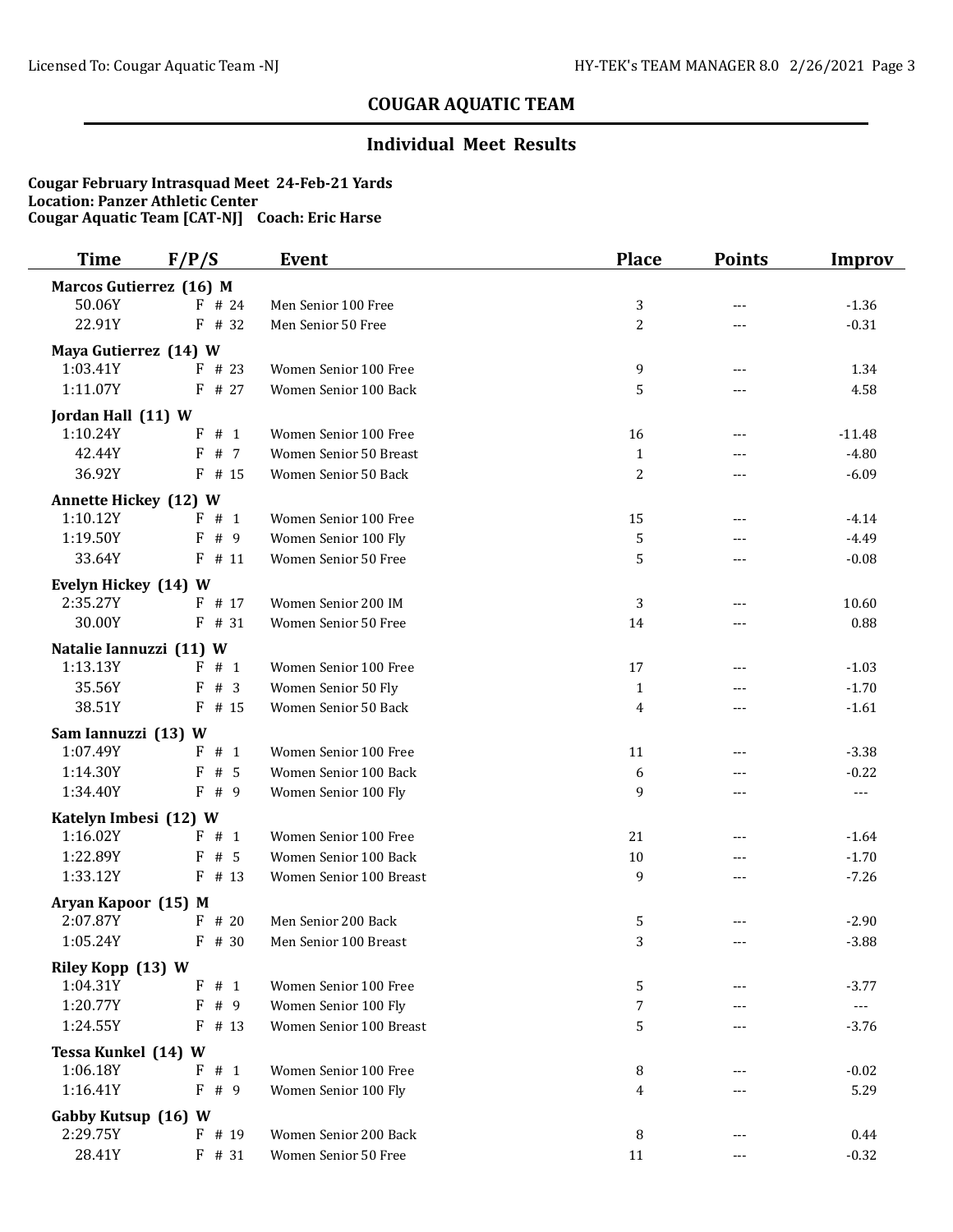## COUGAR AQUATIC TEAM

### Individual Meet Results

**Cougar February Intrasquad Meet 24-Feb-21 Yards**
**Location: Panzer Athletic Center**
**Cougar Aquatic Team [CAT-NJ] Coach: Eric Harse**

| Time | F/P/S | Event | Place | Points | Improv |
|---|---|---|---|---|---|
| **Marcos Gutierrez (16) M** | | | | | |
| 50.06Y | F # 24 | Men Senior 100 Free | 3 | --- | -1.36 |
| 22.91Y | F # 32 | Men Senior 50 Free | 2 | --- | -0.31 |
| **Maya Gutierrez (14) W** | | | | | |
| 1:03.41Y | F # 23 | Women Senior 100 Free | 9 | --- | 1.34 |
| 1:11.07Y | F # 27 | Women Senior 100 Back | 5 | --- | 4.58 |
| **Jordan Hall (11) W** | | | | | |
| 1:10.24Y | F # 1 | Women Senior 100 Free | 16 | --- | -11.48 |
| 42.44Y | F # 7 | Women Senior 50 Breast | 1 | --- | -4.80 |
| 36.92Y | F # 15 | Women Senior 50 Back | 2 | --- | -6.09 |
| **Annette Hickey (12) W** | | | | | |
| 1:10.12Y | F # 1 | Women Senior 100 Free | 15 | --- | -4.14 |
| 1:19.50Y | F # 9 | Women Senior 100 Fly | 5 | --- | -4.49 |
| 33.64Y | F # 11 | Women Senior 50 Free | 5 | --- | -0.08 |
| **Evelyn Hickey (14) W** | | | | | |
| 2:35.27Y | F # 17 | Women Senior 200 IM | 3 | --- | 10.60 |
| 30.00Y | F # 31 | Women Senior 50 Free | 14 | --- | 0.88 |
| **Natalie Iannuzzi (11) W** | | | | | |
| 1:13.13Y | F # 1 | Women Senior 100 Free | 17 | --- | -1.03 |
| 35.56Y | F # 3 | Women Senior 50 Fly | 1 | --- | -1.70 |
| 38.51Y | F # 15 | Women Senior 50 Back | 4 | --- | -1.61 |
| **Sam Iannuzzi (13) W** | | | | | |
| 1:07.49Y | F # 1 | Women Senior 100 Free | 11 | --- | -3.38 |
| 1:14.30Y | F # 5 | Women Senior 100 Back | 6 | --- | -0.22 |
| 1:34.40Y | F # 9 | Women Senior 100 Fly | 9 | --- | --- |
| **Katelyn Imbesi (12) W** | | | | | |
| 1:16.02Y | F # 1 | Women Senior 100 Free | 21 | --- | -1.64 |
| 1:22.89Y | F # 5 | Women Senior 100 Back | 10 | --- | -1.70 |
| 1:33.12Y | F # 13 | Women Senior 100 Breast | 9 | --- | -7.26 |
| **Aryan Kapoor (15) M** | | | | | |
| 2:07.87Y | F # 20 | Men Senior 200 Back | 5 | --- | -2.90 |
| 1:05.24Y | F # 30 | Men Senior 100 Breast | 3 | --- | -3.88 |
| **Riley Kopp (13) W** | | | | | |
| 1:04.31Y | F # 1 | Women Senior 100 Free | 5 | --- | -3.77 |
| 1:20.77Y | F # 9 | Women Senior 100 Fly | 7 | --- | --- |
| 1:24.55Y | F # 13 | Women Senior 100 Breast | 5 | --- | -3.76 |
| **Tessa Kunkel (14) W** | | | | | |
| 1:06.18Y | F # 1 | Women Senior 100 Free | 8 | --- | -0.02 |
| 1:16.41Y | F # 9 | Women Senior 100 Fly | 4 | --- | 5.29 |
| **Gabby Kutsup (16) W** | | | | | |
| 2:29.75Y | F # 19 | Women Senior 200 Back | 8 | --- | 0.44 |
| 28.41Y | F # 31 | Women Senior 50 Free | 11 | --- | -0.32 |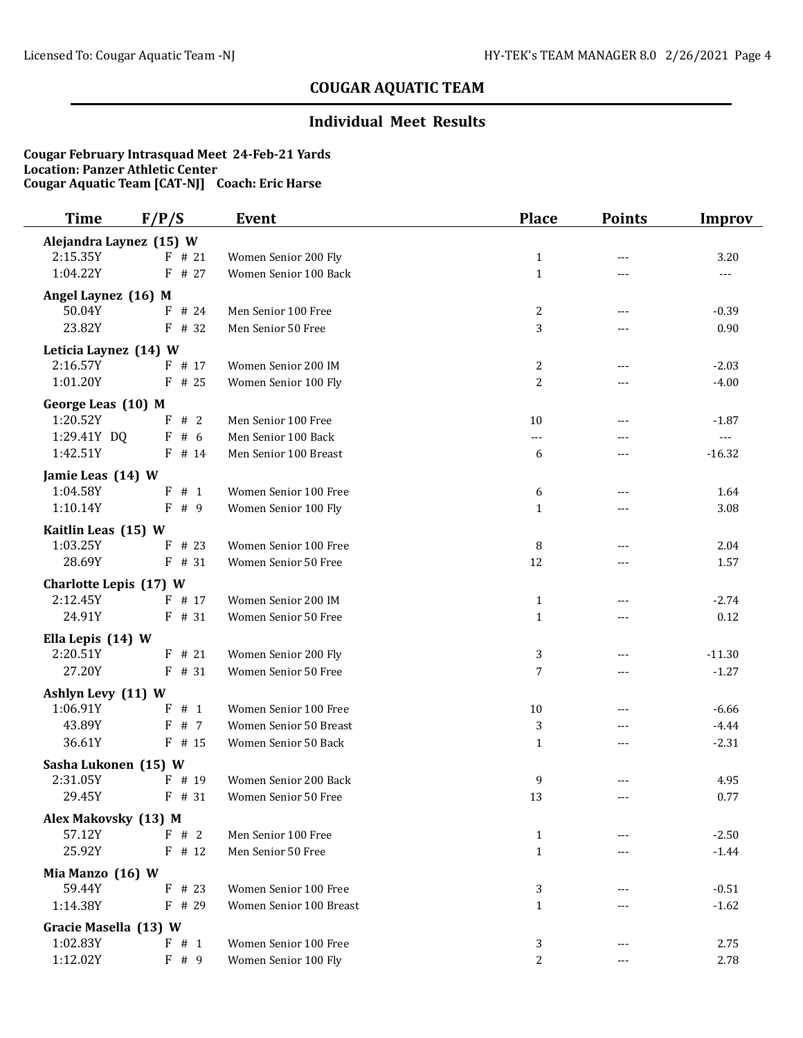## COUGAR AQUATIC TEAM

### Individual Meet Results

**Cougar February Intrasquad Meet 24-Feb-21 Yards**
**Location: Panzer Athletic Center**
**Cougar Aquatic Team [CAT-NJ] Coach: Eric Harse**

| Time | F/P/S | Event | Place | Points | Improv |
|---|---|---|---|---|---|
| **Alejandra Laynez (15) W** | | | | | |
| 2:15.35Y | F # 21 | Women Senior 200 Fly | 1 | --- | 3.20 |
| 1:04.22Y | F # 27 | Women Senior 100 Back | 1 | --- | --- |
| **Angel Laynez (16) M** | | | | | |
| 50.04Y | F # 24 | Men Senior 100 Free | 2 | --- | -0.39 |
| 23.82Y | F # 32 | Men Senior 50 Free | 3 | --- | 0.90 |
| **Leticia Laynez (14) W** | | | | | |
| 2:16.57Y | F # 17 | Women Senior 200 IM | 2 | --- | -2.03 |
| 1:01.20Y | F # 25 | Women Senior 100 Fly | 2 | --- | -4.00 |
| **George Leas (10) M** | | | | | |
| 1:20.52Y | F # 2 | Men Senior 100 Free | 10 | --- | -1.87 |
| 1:29.41Y DQ | F # 6 | Men Senior 100 Back | --- | --- | --- |
| 1:42.51Y | F # 14 | Men Senior 100 Breast | 6 | --- | -16.32 |
| **Jamie Leas (14) W** | | | | | |
| 1:04.58Y | F # 1 | Women Senior 100 Free | 6 | --- | 1.64 |
| 1:10.14Y | F # 9 | Women Senior 100 Fly | 1 | --- | 3.08 |
| **Kaitlin Leas (15) W** | | | | | |
| 1:03.25Y | F # 23 | Women Senior 100 Free | 8 | --- | 2.04 |
| 28.69Y | F # 31 | Women Senior 50 Free | 12 | --- | 1.57 |
| **Charlotte Lepis (17) W** | | | | | |
| 2:12.45Y | F # 17 | Women Senior 200 IM | 1 | --- | -2.74 |
| 24.91Y | F # 31 | Women Senior 50 Free | 1 | --- | 0.12 |
| **Ella Lepis (14) W** | | | | | |
| 2:20.51Y | F # 21 | Women Senior 200 Fly | 3 | --- | -11.30 |
| 27.20Y | F # 31 | Women Senior 50 Free | 7 | --- | -1.27 |
| **Ashlyn Levy (11) W** | | | | | |
| 1:06.91Y | F # 1 | Women Senior 100 Free | 10 | --- | -6.66 |
| 43.89Y | F # 7 | Women Senior 50 Breast | 3 | --- | -4.44 |
| 36.61Y | F # 15 | Women Senior 50 Back | 1 | --- | -2.31 |
| **Sasha Lukonen (15) W** | | | | | |
| 2:31.05Y | F # 19 | Women Senior 200 Back | 9 | --- | 4.95 |
| 29.45Y | F # 31 | Women Senior 50 Free | 13 | --- | 0.77 |
| **Alex Makovsky (13) M** | | | | | |
| 57.12Y | F # 2 | Men Senior 100 Free | 1 | --- | -2.50 |
| 25.92Y | F # 12 | Men Senior 50 Free | 1 | --- | -1.44 |
| **Mia Manzo (16) W** | | | | | |
| 59.44Y | F # 23 | Women Senior 100 Free | 3 | --- | -0.51 |
| 1:14.38Y | F # 29 | Women Senior 100 Breast | 1 | --- | -1.62 |
| **Gracie Masella (13) W** | | | | | |
| 1:02.83Y | F # 1 | Women Senior 100 Free | 3 | --- | 2.75 |
| 1:12.02Y | F # 9 | Women Senior 100 Fly | 2 | --- | 2.78 |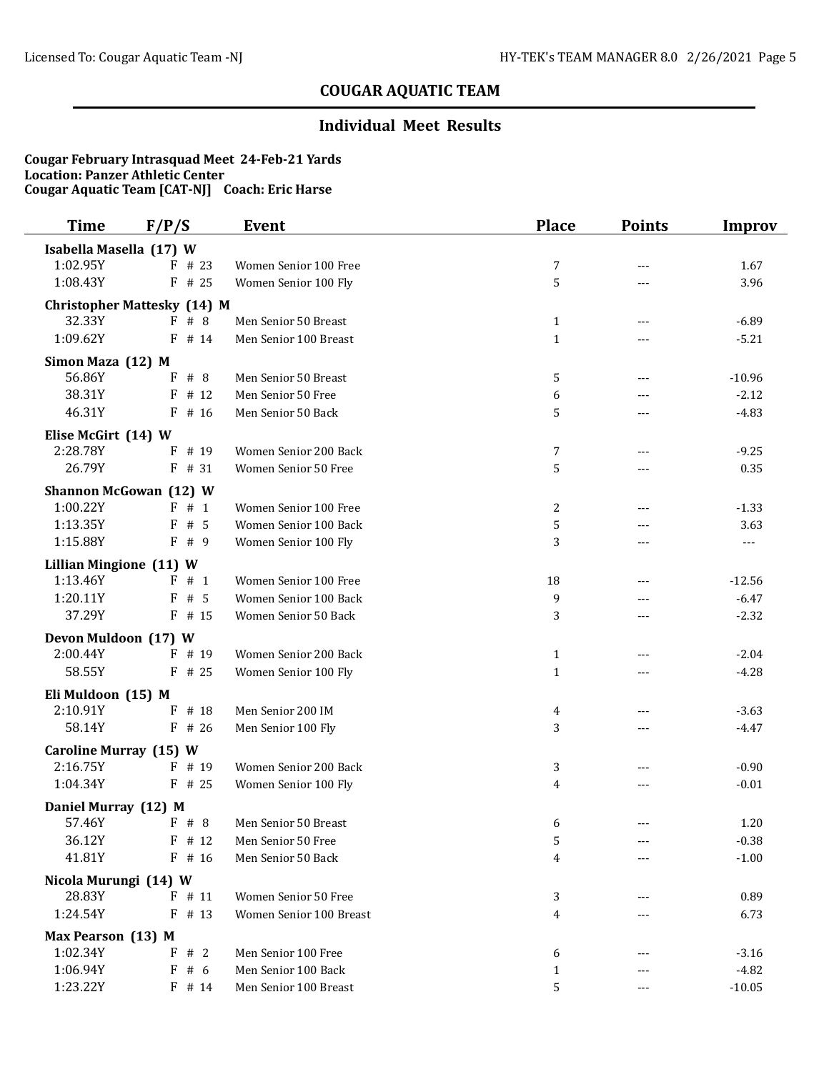## COUGAR AQUATIC TEAM

### Individual Meet Results

**Cougar February Intrasquad Meet 24-Feb-21 Yards**
**Location: Panzer Athletic Center**
**Cougar Aquatic Team [CAT-NJ] Coach: Eric Harse**

| Time | F/P/S | Event | Place | Points | Improv |
|---|---|---|---|---|---|
| **Isabella Masella (17) W** | | | | | |
| 1:02.95Y | F # 23 | Women Senior 100 Free | 7 | --- | 1.67 |
| 1:08.43Y | F # 25 | Women Senior 100 Fly | 5 | --- | 3.96 |
| **Christopher Mattesky (14) M** | | | | | |
| 32.33Y | F # 8 | Men Senior 50 Breast | 1 | --- | -6.89 |
| 1:09.62Y | F # 14 | Men Senior 100 Breast | 1 | --- | -5.21 |
| **Simon Maza (12) M** | | | | | |
| 56.86Y | F # 8 | Men Senior 50 Breast | 5 | --- | -10.96 |
| 38.31Y | F # 12 | Men Senior 50 Free | 6 | --- | -2.12 |
| 46.31Y | F # 16 | Men Senior 50 Back | 5 | --- | -4.83 |
| **Elise McGirt (14) W** | | | | | |
| 2:28.78Y | F # 19 | Women Senior 200 Back | 7 | --- | -9.25 |
| 26.79Y | F # 31 | Women Senior 50 Free | 5 | --- | 0.35 |
| **Shannon McGowan (12) W** | | | | | |
| 1:00.22Y | F # 1 | Women Senior 100 Free | 2 | --- | -1.33 |
| 1:13.35Y | F # 5 | Women Senior 100 Back | 5 | --- | 3.63 |
| 1:15.88Y | F # 9 | Women Senior 100 Fly | 3 | --- | --- |
| **Lillian Mingione (11) W** | | | | | |
| 1:13.46Y | F # 1 | Women Senior 100 Free | 18 | --- | -12.56 |
| 1:20.11Y | F # 5 | Women Senior 100 Back | 9 | --- | -6.47 |
| 37.29Y | F # 15 | Women Senior 50 Back | 3 | --- | -2.32 |
| **Devon Muldoon (17) W** | | | | | |
| 2:00.44Y | F # 19 | Women Senior 200 Back | 1 | --- | -2.04 |
| 58.55Y | F # 25 | Women Senior 100 Fly | 1 | --- | -4.28 |
| **Eli Muldoon (15) M** | | | | | |
| 2:10.91Y | F # 18 | Men Senior 200 IM | 4 | --- | -3.63 |
| 58.14Y | F # 26 | Men Senior 100 Fly | 3 | --- | -4.47 |
| **Caroline Murray (15) W** | | | | | |
| 2:16.75Y | F # 19 | Women Senior 200 Back | 3 | --- | -0.90 |
| 1:04.34Y | F # 25 | Women Senior 100 Fly | 4 | --- | -0.01 |
| **Daniel Murray (12) M** | | | | | |
| 57.46Y | F # 8 | Men Senior 50 Breast | 6 | --- | 1.20 |
| 36.12Y | F # 12 | Men Senior 50 Free | 5 | --- | -0.38 |
| 41.81Y | F # 16 | Men Senior 50 Back | 4 | --- | -1.00 |
| **Nicola Murungi (14) W** | | | | | |
| 28.83Y | F # 11 | Women Senior 50 Free | 3 | --- | 0.89 |
| 1:24.54Y | F # 13 | Women Senior 100 Breast | 4 | --- | 6.73 |
| **Max Pearson (13) M** | | | | | |
| 1:02.34Y | F # 2 | Men Senior 100 Free | 6 | --- | -3.16 |
| 1:06.94Y | F # 6 | Men Senior 100 Back | 1 | --- | -4.82 |
| 1:23.22Y | F # 14 | Men Senior 100 Breast | 5 | --- | -10.05 |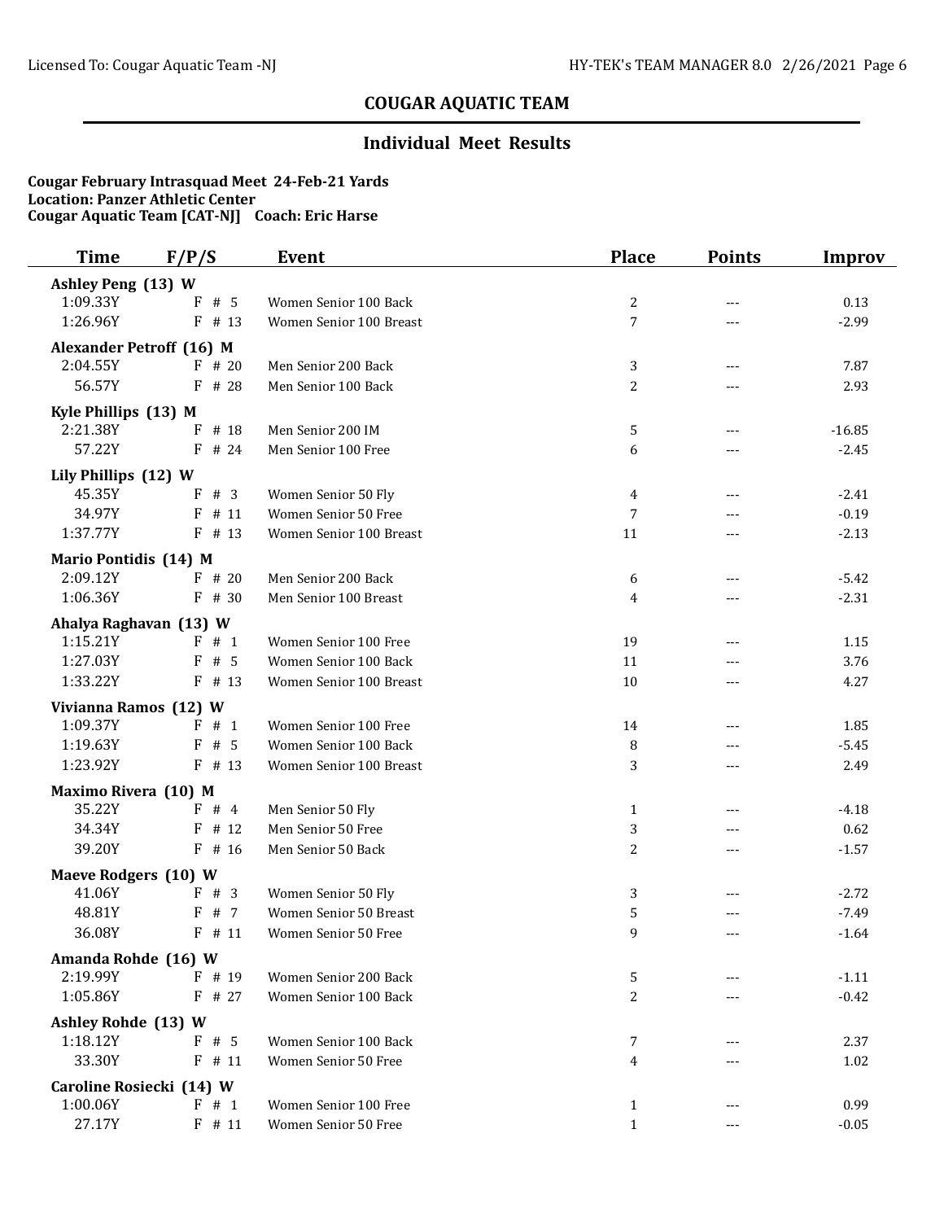## COUGAR AQUATIC TEAM

### Individual Meet Results

**Cougar February Intrasquad Meet 24-Feb-21 Yards**
**Location: Panzer Athletic Center**
**Cougar Aquatic Team [CAT-NJ] Coach: Eric Harse**

| Time | F/P/S | Event | Place | Points | Improv |
|---|---|---|---|---|---|
| **Ashley Peng (13) W** | | | | | |
| 1:09.33Y | F # 5 | Women Senior 100 Back | 2 | --- | 0.13 |
| 1:26.96Y | F # 13 | Women Senior 100 Breast | 7 | --- | -2.99 |
| **Alexander Petroff (16) M** | | | | | |
| 2:04.55Y | F # 20 | Men Senior 200 Back | 3 | --- | 7.87 |
| 56.57Y | F # 28 | Men Senior 100 Back | 2 | --- | 2.93 |
| **Kyle Phillips (13) M** | | | | | |
| 2:21.38Y | F # 18 | Men Senior 200 IM | 5 | --- | -16.85 |
| 57.22Y | F # 24 | Men Senior 100 Free | 6 | --- | -2.45 |
| **Lily Phillips (12) W** | | | | | |
| 45.35Y | F # 3 | Women Senior 50 Fly | 4 | --- | -2.41 |
| 34.97Y | F # 11 | Women Senior 50 Free | 7 | --- | -0.19 |
| 1:37.77Y | F # 13 | Women Senior 100 Breast | 11 | --- | -2.13 |
| **Mario Pontidis (14) M** | | | | | |
| 2:09.12Y | F # 20 | Men Senior 200 Back | 6 | --- | -5.42 |
| 1:06.36Y | F # 30 | Men Senior 100 Breast | 4 | --- | -2.31 |
| **Ahalya Raghavan (13) W** | | | | | |
| 1:15.21Y | F # 1 | Women Senior 100 Free | 19 | --- | 1.15 |
| 1:27.03Y | F # 5 | Women Senior 100 Back | 11 | --- | 3.76 |
| 1:33.22Y | F # 13 | Women Senior 100 Breast | 10 | --- | 4.27 |
| **Vivianna Ramos (12) W** | | | | | |
| 1:09.37Y | F # 1 | Women Senior 100 Free | 14 | --- | 1.85 |
| 1:19.63Y | F # 5 | Women Senior 100 Back | 8 | --- | -5.45 |
| 1:23.92Y | F # 13 | Women Senior 100 Breast | 3 | --- | 2.49 |
| **Maximo Rivera (10) M** | | | | | |
| 35.22Y | F # 4 | Men Senior 50 Fly | 1 | --- | -4.18 |
| 34.34Y | F # 12 | Men Senior 50 Free | 3 | --- | 0.62 |
| 39.20Y | F # 16 | Men Senior 50 Back | 2 | --- | -1.57 |
| **Maeve Rodgers (10) W** | | | | | |
| 41.06Y | F # 3 | Women Senior 50 Fly | 3 | --- | -2.72 |
| 48.81Y | F # 7 | Women Senior 50 Breast | 5 | --- | -7.49 |
| 36.08Y | F # 11 | Women Senior 50 Free | 9 | --- | -1.64 |
| **Amanda Rohde (16) W** | | | | | |
| 2:19.99Y | F # 19 | Women Senior 200 Back | 5 | --- | -1.11 |
| 1:05.86Y | F # 27 | Women Senior 100 Back | 2 | --- | -0.42 |
| **Ashley Rohde (13) W** | | | | | |
| 1:18.12Y | F # 5 | Women Senior 100 Back | 7 | --- | 2.37 |
| 33.30Y | F # 11 | Women Senior 50 Free | 4 | --- | 1.02 |
| **Caroline Rosiecki (14) W** | | | | | |
| 1:00.06Y | F # 1 | Women Senior 100 Free | 1 | --- | 0.99 |
| 27.17Y | F # 11 | Women Senior 50 Free | 1 | --- | -0.05 |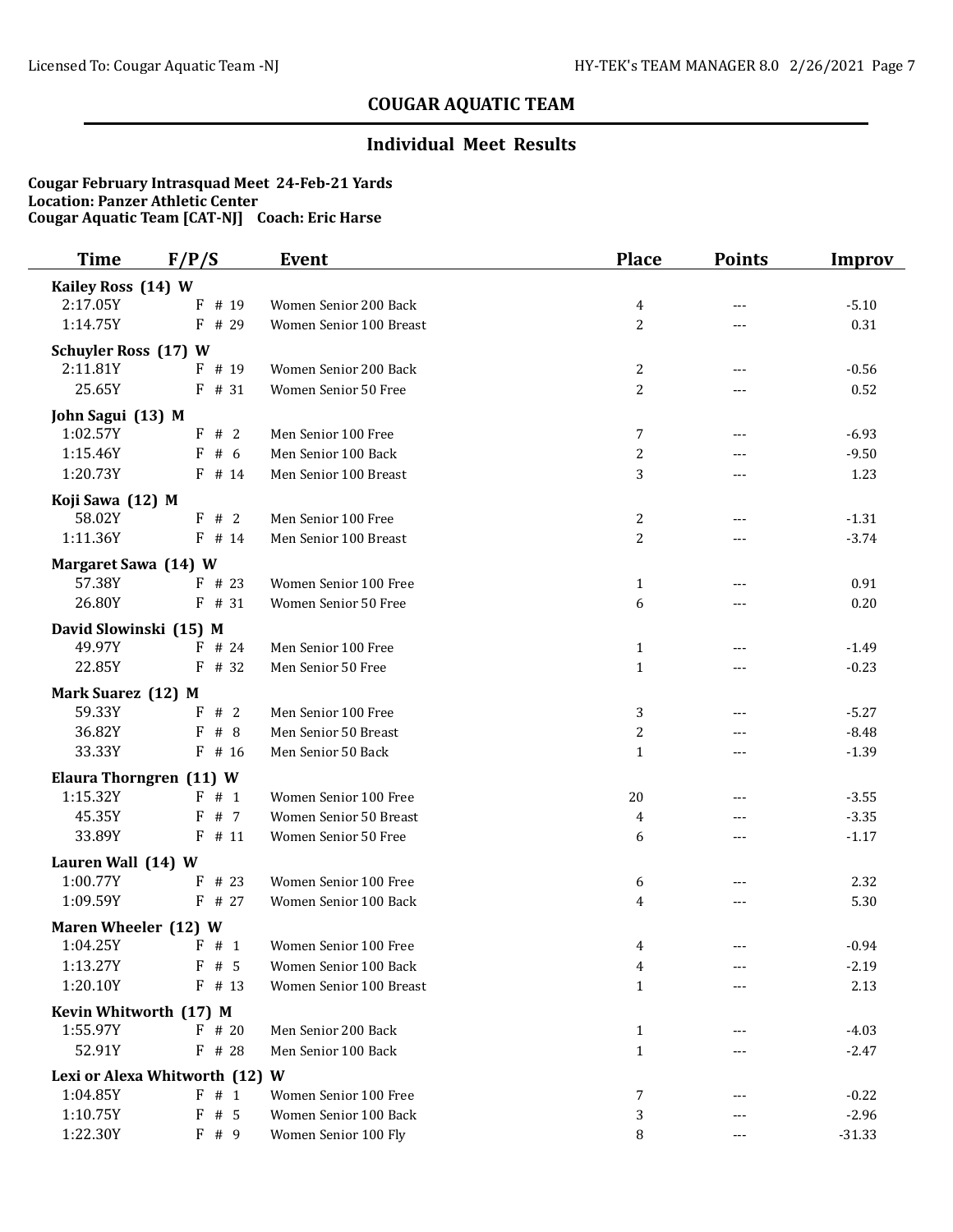## COUGAR AQUATIC TEAM

### Individual Meet Results

**Cougar February Intrasquad Meet 24-Feb-21 Yards**
**Location: Panzer Athletic Center**
**Cougar Aquatic Team [CAT-NJ] Coach: Eric Harse**

| Time | F/P/S | Event | Place | Points | Improv |
|---|---|---|---|---|---|
| **Kailey Ross (14) W** | | | | | |
| 2:17.05Y | F # 19 | Women Senior 200 Back | 4 | --- | -5.10 |
| 1:14.75Y | F # 29 | Women Senior 100 Breast | 2 | --- | 0.31 |
| **Schuyler Ross (17) W** | | | | | |
| 2:11.81Y | F # 19 | Women Senior 200 Back | 2 | --- | -0.56 |
| 25.65Y | F # 31 | Women Senior 50 Free | 2 | --- | 0.52 |
| **John Sagui (13) M** | | | | | |
| 1:02.57Y | F # 2 | Men Senior 100 Free | 7 | --- | -6.93 |
| 1:15.46Y | F # 6 | Men Senior 100 Back | 2 | --- | -9.50 |
| 1:20.73Y | F # 14 | Men Senior 100 Breast | 3 | --- | 1.23 |
| **Koji Sawa (12) M** | | | | | |
| 58.02Y | F # 2 | Men Senior 100 Free | 2 | --- | -1.31 |
| 1:11.36Y | F # 14 | Men Senior 100 Breast | 2 | --- | -3.74 |
| **Margaret Sawa (14) W** | | | | | |
| 57.38Y | F # 23 | Women Senior 100 Free | 1 | --- | 0.91 |
| 26.80Y | F # 31 | Women Senior 50 Free | 6 | --- | 0.20 |
| **David Slowinski (15) M** | | | | | |
| 49.97Y | F # 24 | Men Senior 100 Free | 1 | --- | -1.49 |
| 22.85Y | F # 32 | Men Senior 50 Free | 1 | --- | -0.23 |
| **Mark Suarez (12) M** | | | | | |
| 59.33Y | F # 2 | Men Senior 100 Free | 3 | --- | -5.27 |
| 36.82Y | F # 8 | Men Senior 50 Breast | 2 | --- | -8.48 |
| 33.33Y | F # 16 | Men Senior 50 Back | 1 | --- | -1.39 |
| **Elaura Thorngren (11) W** | | | | | |
| 1:15.32Y | F # 1 | Women Senior 100 Free | 20 | --- | -3.55 |
| 45.35Y | F # 7 | Women Senior 50 Breast | 4 | --- | -3.35 |
| 33.89Y | F # 11 | Women Senior 50 Free | 6 | --- | -1.17 |
| **Lauren Wall (14) W** | | | | | |
| 1:00.77Y | F # 23 | Women Senior 100 Free | 6 | --- | 2.32 |
| 1:09.59Y | F # 27 | Women Senior 100 Back | 4 | --- | 5.30 |
| **Maren Wheeler (12) W** | | | | | |
| 1:04.25Y | F # 1 | Women Senior 100 Free | 4 | --- | -0.94 |
| 1:13.27Y | F # 5 | Women Senior 100 Back | 4 | --- | -2.19 |
| 1:20.10Y | F # 13 | Women Senior 100 Breast | 1 | --- | 2.13 |
| **Kevin Whitworth (17) M** | | | | | |
| 1:55.97Y | F # 20 | Men Senior 200 Back | 1 | --- | -4.03 |
| 52.91Y | F # 28 | Men Senior 100 Back | 1 | --- | -2.47 |
| **Lexi or Alexa Whitworth (12) W** | | | | | |
| 1:04.85Y | F # 1 | Women Senior 100 Free | 7 | --- | -0.22 |
| 1:10.75Y | F # 5 | Women Senior 100 Back | 3 | --- | -2.96 |
| 1:22.30Y | F # 9 | Women Senior 100 Fly | 8 | --- | -31.33 |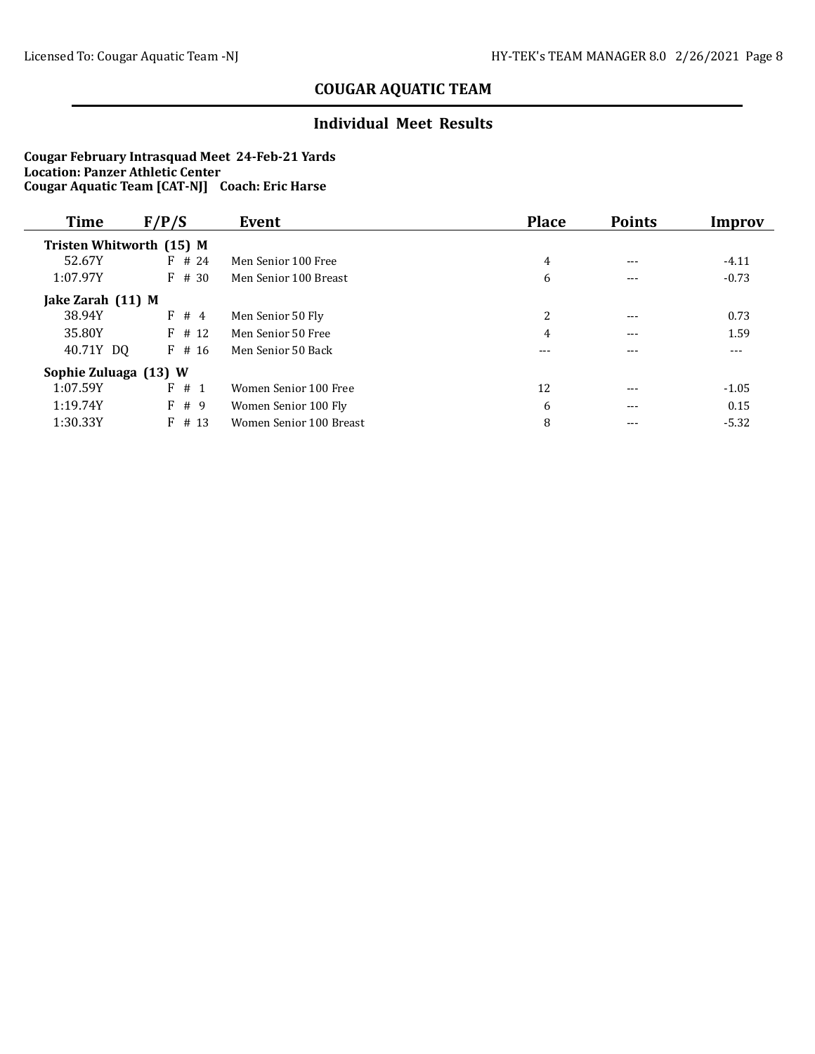## COUGAR AQUATIC TEAM

### Individual Meet Results

**Cougar February Intrasquad Meet 24-Feb-21 Yards**
**Location: Panzer Athletic Center**
**Cougar Aquatic Team [CAT-NJ] Coach: Eric Harse**

| Time | F/P/S | Event | Place | Points | Improv |
|---|---|---|---|---|---|
| **Tristen Whitworth (15) M** | | | | | |
| 52.67Y | F # 24 | Men Senior 100 Free | 4 | --- | -4.11 |
| 1:07.97Y | F # 30 | Men Senior 100 Breast | 6 | --- | -0.73 |
| **Jake Zarah (11) M** | | | | | |
| 38.94Y | F # 4 | Men Senior 50 Fly | 2 | --- | 0.73 |
| 35.80Y | F # 12 | Men Senior 50 Free | 4 | --- | 1.59 |
| 40.71Y DQ | F # 16 | Men Senior 50 Back | --- | --- | --- |
| **Sophie Zuluaga (13) W** | | | | | |
| 1:07.59Y | F # 1 | Women Senior 100 Free | 12 | --- | -1.05 |
| 1:19.74Y | F # 9 | Women Senior 100 Fly | 6 | --- | 0.15 |
| 1:30.33Y | F # 13 | Women Senior 100 Breast | 8 | --- | -5.32 |